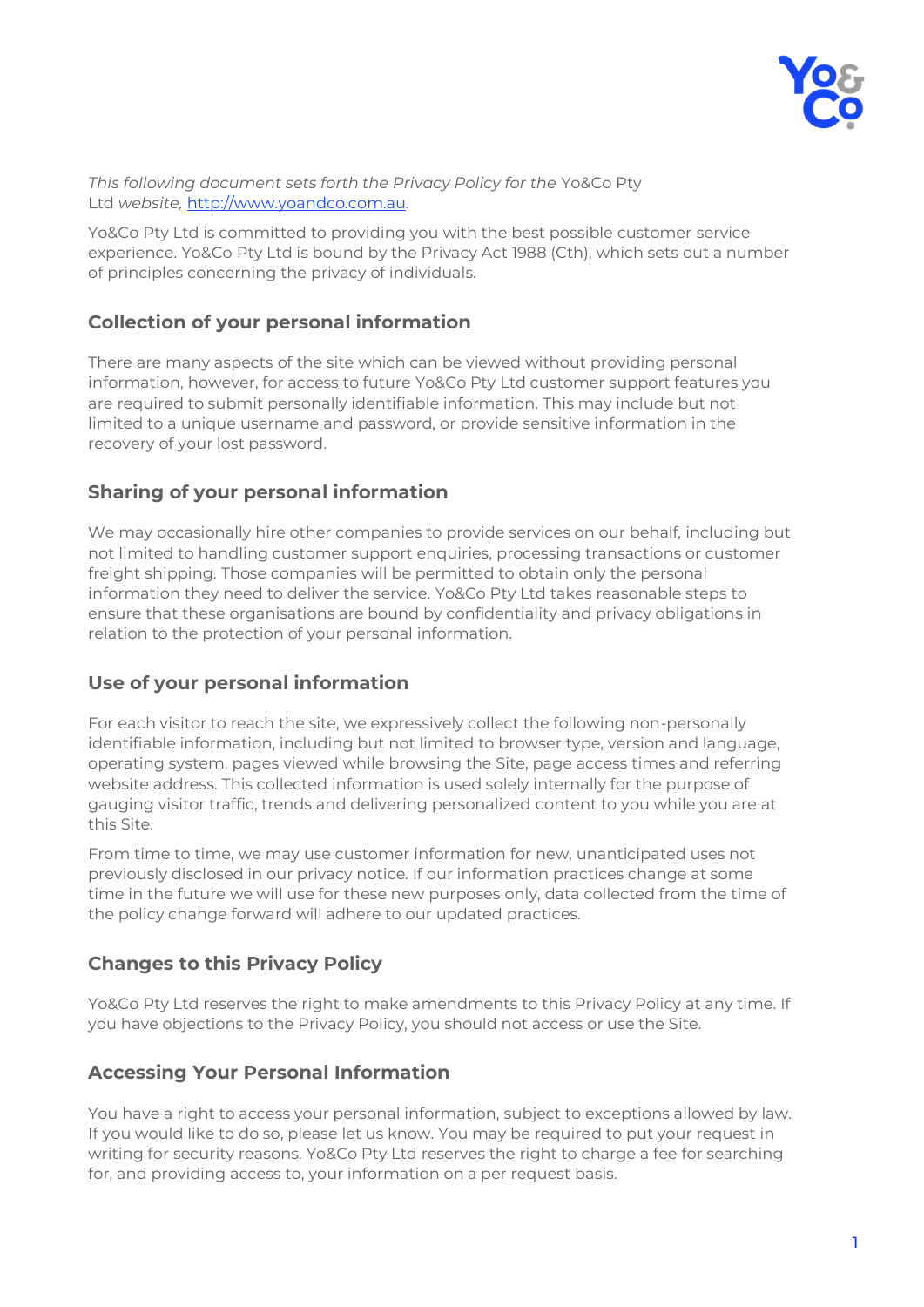*This following document sets forth the Privacy Policy for the* Yo&Co Pty Ltd *website,* [http://www.yoandco.com.au](http://www.yoandco.com.au).

Yo&Co Pty Ltd is committed to providing you with the best possible customer service experience. Yo&Co Pty Ltd is bound by the Privacy Act 1988 (Cth), which sets out a number of principles concerning the privacy of individuals.

## Collection of your personal information

There are many aspects of the site which can be viewed without providing personal information, however, for access to future Yo&Co Pty Ltd customer support features you are required to submit personally identifiable information. This may include but not limited to a unique username and password, or provide sensitive information in the recovery of your lost password.

## Sharing of your personal information

We may occasionally hire other companies to provide services on our behalf, including but not limited to handling customer support enquiries, processing transactions or customer freight shipping. Those companies will be permitted to obtain only the personal information they need to deliver the service. Yo&Co Pty Ltd takes reasonable steps to ensure that these organisations are bound by confidentiality and privacy obligations in relation to the protection of your personal information.

## Use of your personal information

For each visitor to reach the site, we expressively collect the following non-personally identifiable information, including but not limited to browser type, version and language, operating system, pages viewed while browsing the Site, page access times and referring website address. This collected information is used solely internally for the purpose of gauging visitor traffic, trends and delivering personalized content to you while you are at this Site.

From time to time, we may use customer information for new, unanticipated uses not previously disclosed in our privacy notice. If our information practices change at some time in the future we will use for these new purposes only, data collected from the time of the policy change forward will adhere to our updated practices.

## Changes to this Privacy Policy

Yo&Co Pty Ltd reserves the right to make amendments to this Privacy Policy at any time. If you have objections to the Privacy Policy, you should not access or use the Site.

## Accessing Your Personal Information

You have a right to access your personal information, subject to exceptions allowed by law. If you would like to do so, please let us know. You may be required to put your request in writing for security reasons. Yo&Co Pty Ltd reserves the right to charge a fee for searching for, and providing access to, your information on a per request basis.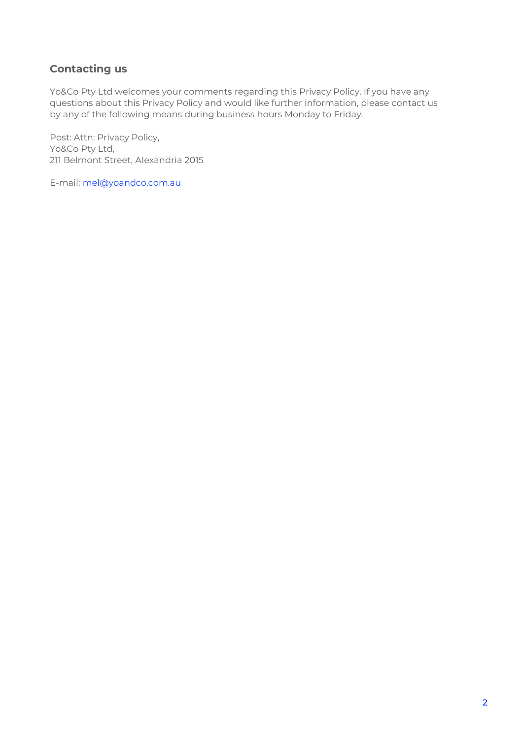## Contacting us

Yo&Co Pty Ltd welcomes your comments regarding this Privacy Policy. If you have any questions about this Privacy Policy and would like further information, please contact us by any of the following means during business hours Monday to Friday.

Post: Attn: Privacy Policy,
Yo&Co Pty Ltd,
211 Belmont Street, Alexandria 2015

E-mail: mel@yoandco.com.au